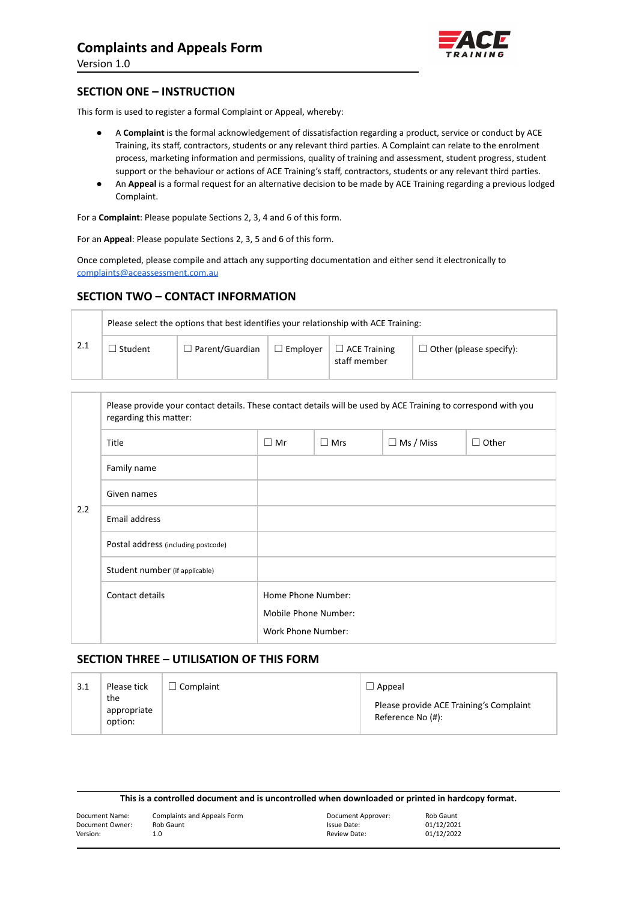# Complaints and Appeals Form

Version 1.0

## SECTION ONE – INSTRUCTION

This form is used to register a formal Complaint or Appeal, whereby:

- A **Complaint** is the formal acknowledgement of dissatisfaction regarding a product, service or conduct by ACE Training, its staff, contractors, students or any relevant third parties. A Complaint can relate to the enrolment process, marketing information and permissions, quality of training and assessment, student progress, student support or the behaviour or actions of ACE Training's staff, contractors, students or any relevant third parties.
- An **Appeal** is a formal request for an alternative decision to be made by ACE Training regarding a previous lodged Complaint.

For a **Complaint**: Please populate Sections 2, 3, 4 and 6 of this form.

For an **Appeal**: Please populate Sections 2, 3, 5 and 6 of this form.

Once completed, please compile and attach any supporting documentation and either send it electronically to complaints@aceassessment.com.au

## SECTION TWO – CONTACT INFORMATION

| 2.1 | Please select the options that best identifies your relationship with ACE Training: | | | | |
|---|---|---|---|---|---|
| | ☐ Student | ☐ Parent/Guardian | ☐ Employer | ☐ ACE Training staff member | ☐ Other (please specify): |

| 2.2 | Please provide your contact details. These contact details will be used by ACE Training to correspond with you regarding this matter: | | | | |
|---|---|---|---|---|---|
| | Title | ☐ Mr | ☐ Mrs | ☐ Ms / Miss | ☐ Other |
| | Family name | | | | |
| | Given names | | | | |
| | Email address | | | | |
| | Postal address (including postcode) | | | | |
| | Student number (if applicable) | | | | |
| | Contact details | Home Phone Number:<br>Mobile Phone Number:<br>Work Phone Number: | | | |

## SECTION THREE – UTILISATION OF THIS FORM

| 3.1 | Please tick the appropriate option: | ☐ Complaint | ☐ Appeal<br>Please provide ACE Training's Complaint Reference No (#): |
|---|---|---|---|

**This is a controlled document and is uncontrolled when downloaded or printed in hardcopy format.**

| | | | |
|---|---|---|---|
| Document Name: | Complaints and Appeals Form | Document Approver: | Rob Gaunt |
| Document Owner: | Rob Gaunt | Issue Date: | 01/12/2021 |
| Version: | 1.0 | Review Date: | 01/12/2022 |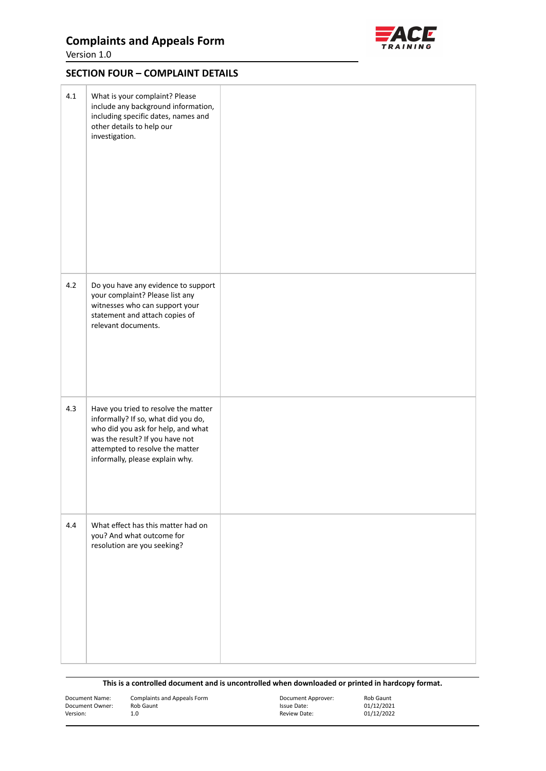## SECTION FOUR – COMPLAINT DETAILS

| | | |
|---|---|---|
| 4.1 | What is your complaint? Please include any background information, including specific dates, names and other details to help our investigation. | |
| 4.2 | Do you have any evidence to support your complaint? Please list any witnesses who can support your statement and attach copies of relevant documents. | |
| 4.3 | Have you tried to resolve the matter informally? If so, what did you do, who did you ask for help, and what was the result? If you have not attempted to resolve the matter informally, please explain why. | |
| 4.4 | What effect has this matter had on you? And what outcome for resolution are you seeking? | |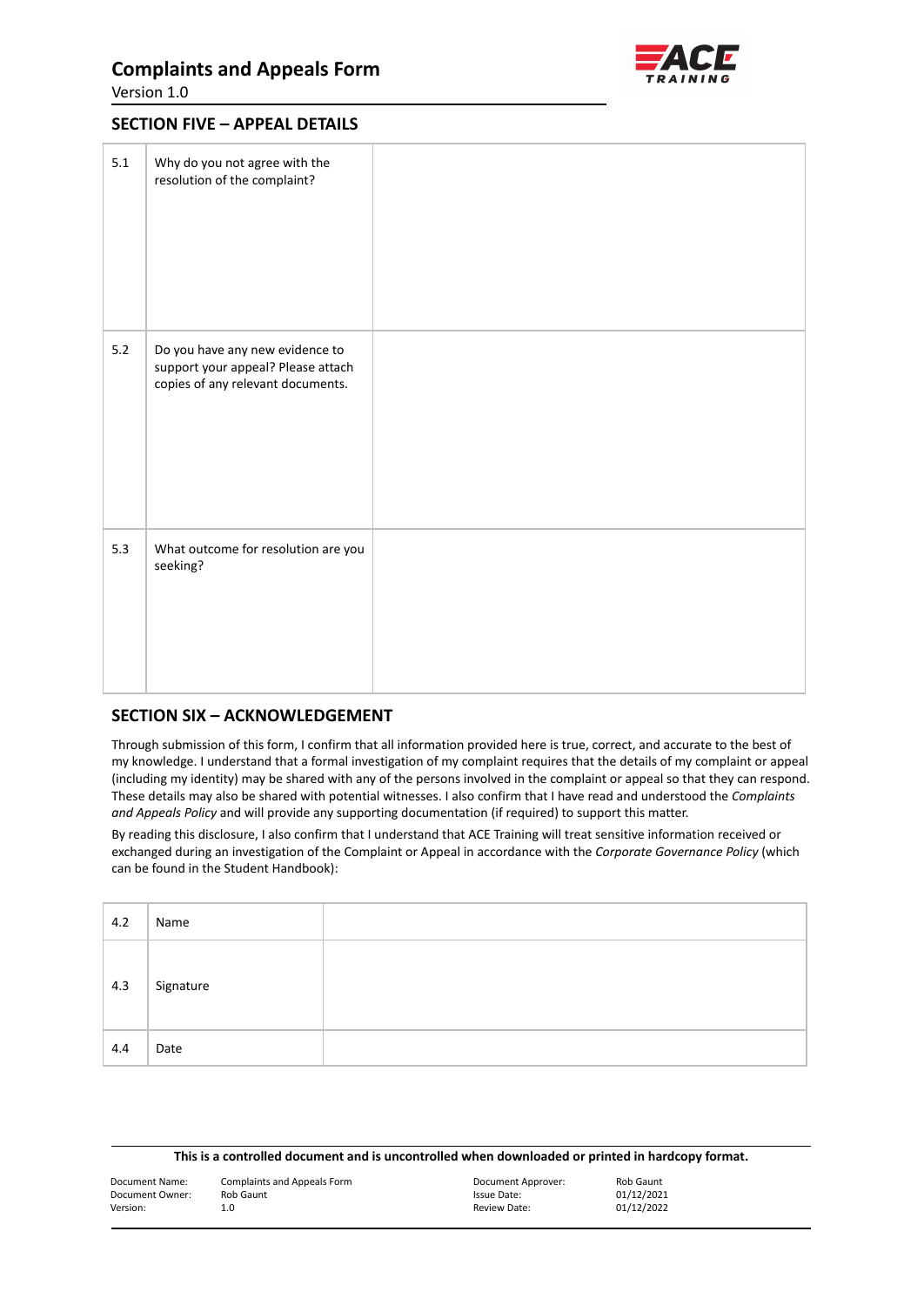## SECTION FIVE – APPEAL DETAILS

| | | |
|---|---|---|
| 5.1 | Why do you not agree with the resolution of the complaint? | |
| 5.2 | Do you have any new evidence to support your appeal? Please attach copies of any relevant documents. | |
| 5.3 | What outcome for resolution are you seeking? | |

## SECTION SIX – ACKNOWLEDGEMENT

Through submission of this form, I confirm that all information provided here is true, correct, and accurate to the best of my knowledge. I understand that a formal investigation of my complaint requires that the details of my complaint or appeal (including my identity) may be shared with any of the persons involved in the complaint or appeal so that they can respond. These details may also be shared with potential witnesses. I also confirm that I have read and understood the *Complaints and Appeals Policy* and will provide any supporting documentation (if required) to support this matter.

By reading this disclosure, I also confirm that I understand that ACE Training will treat sensitive information received or exchanged during an investigation of the Complaint or Appeal in accordance with the *Corporate Governance Policy* (which can be found in the Student Handbook):

| | | |
|---|---|---|
| 4.2 | Name | |
| 4.3 | Signature | |
| 4.4 | Date | |